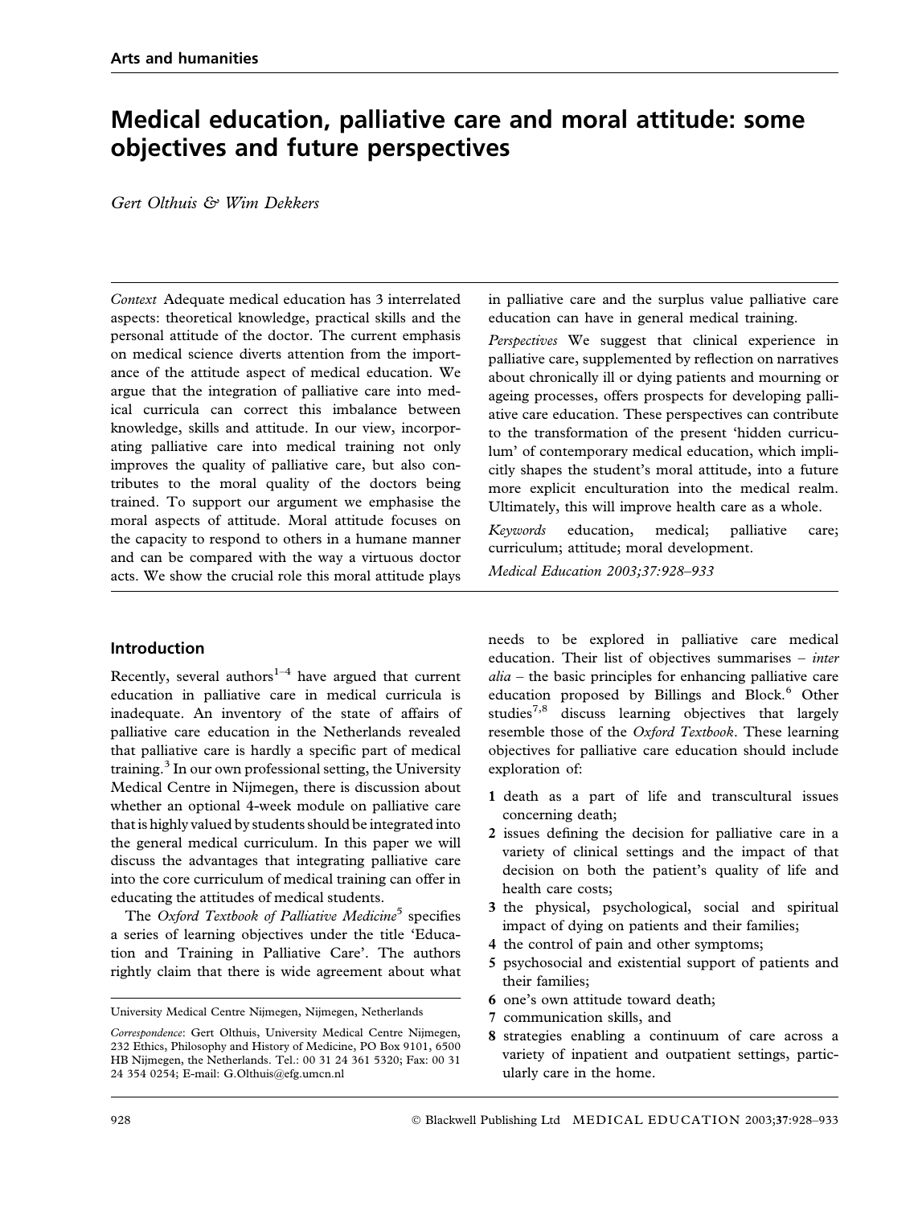Arts and humanities

# Medical education, palliative care and moral attitude: some objectives and future perspectives

*Gert Olthuis & Wim Dekkers*

*Context* Adequate medical education has 3 interrelated aspects: theoretical knowledge, practical skills and the personal attitude of the doctor. The current emphasis on medical science diverts attention from the importance of the attitude aspect of medical education. We argue that the integration of palliative care into medical curricula can correct this imbalance between knowledge, skills and attitude. In our view, incorporating palliative care into medical training not only improves the quality of palliative care, but also contributes to the moral quality of the doctors being trained. To support our argument we emphasise the moral aspects of attitude. Moral attitude focuses on the capacity to respond to others in a humane manner and can be compared with the way a virtuous doctor acts. We show the crucial role this moral attitude plays in palliative care and the surplus value palliative care education can have in general medical training.

*Perspectives* We suggest that clinical experience in palliative care, supplemented by reflection on narratives about chronically ill or dying patients and mourning or ageing processes, offers prospects for developing palliative care education. These perspectives can contribute to the transformation of the present 'hidden curriculum' of contemporary medical education, which implicitly shapes the student's moral attitude, into a future more explicit enculturation into the medical realm. Ultimately, this will improve health care as a whole.

*Keywords* education, medical; palliative care; curriculum; attitude; moral development.

*Medical Education 2003;37:928–933*

## Introduction

Recently, several authors[1–4] have argued that current education in palliative care in medical curricula is inadequate. An inventory of the state of affairs of palliative care education in the Netherlands revealed that palliative care is hardly a specific part of medical training.[3] In our own professional setting, the University Medical Centre in Nijmegen, there is discussion about whether an optional 4-week module on palliative care that is highly valued by students should be integrated into the general medical curriculum. In this paper we will discuss the advantages that integrating palliative care into the core curriculum of medical training can offer in educating the attitudes of medical students.

The *Oxford Textbook of Palliative Medicine*[5] specifies a series of learning objectives under the title 'Education and Training in Palliative Care'. The authors rightly claim that there is wide agreement about what needs to be explored in palliative care medical education. Their list of objectives summarises – *inter alia* – the basic principles for enhancing palliative care education proposed by Billings and Block.[6] Other studies[7,8] discuss learning objectives that largely resemble those of the *Oxford Textbook*. These learning objectives for palliative care education should include exploration of:

1. death as a part of life and transcultural issues concerning death;
2. issues defining the decision for palliative care in a variety of clinical settings and the impact of that decision on both the patient's quality of life and health care costs;
3. the physical, psychological, social and spiritual impact of dying on patients and their families;
4. the control of pain and other symptoms;
5. psychosocial and existential support of patients and their families;
6. one's own attitude toward death;
7. communication skills, and
8. strategies enabling a continuum of care across a variety of inpatient and outpatient settings, particularly care in the home.

University Medical Centre Nijmegen, Nijmegen, Netherlands

*Correspondence*: Gert Olthuis, University Medical Centre Nijmegen, 232 Ethics, Philosophy and History of Medicine, PO Box 9101, 6500 HB Nijmegen, the Netherlands. Tel.: 00 31 24 361 5320; Fax: 00 31 24 354 0254; E-mail: G.Olthuis@efg.umcn.nl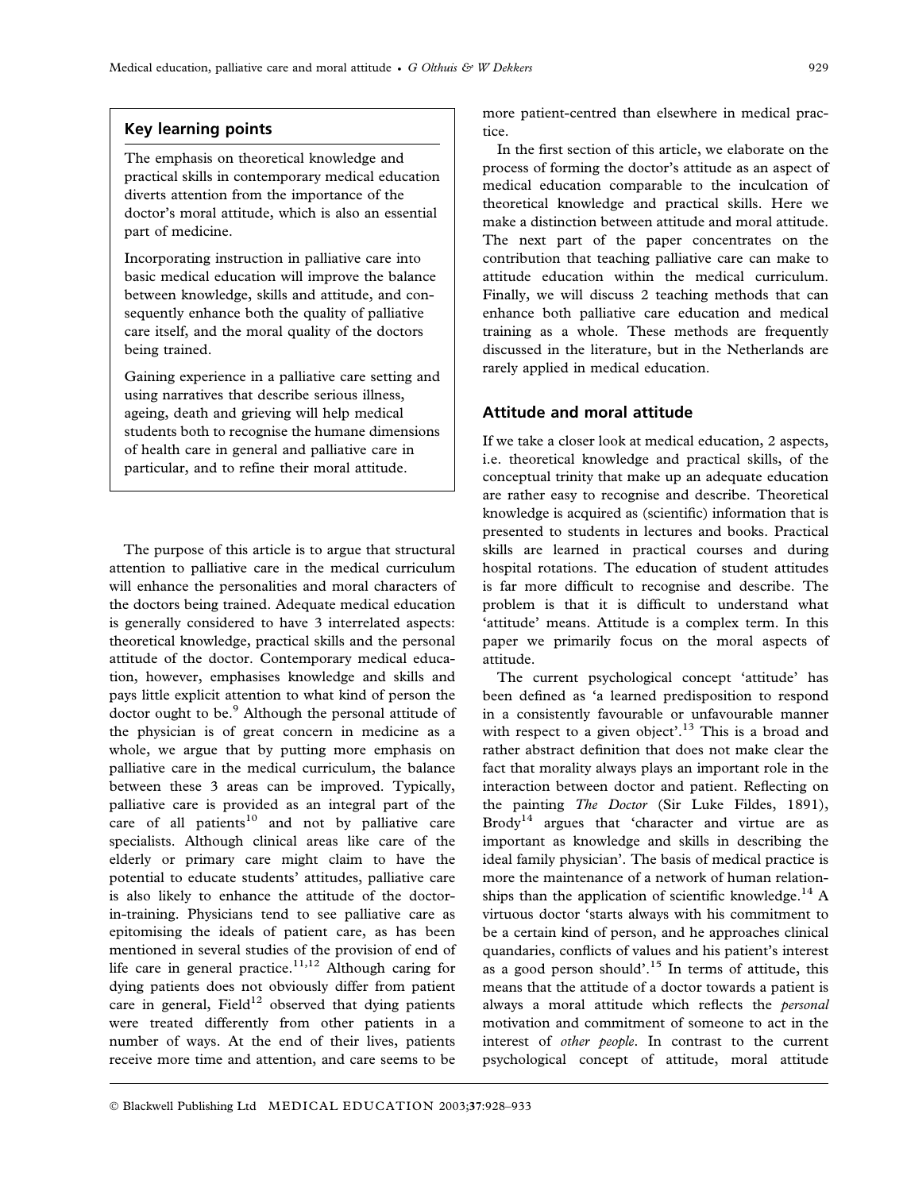## Key learning points

The emphasis on theoretical knowledge and practical skills in contemporary medical education diverts attention from the importance of the doctor's moral attitude, which is also an essential part of medicine.

Incorporating instruction in palliative care into basic medical education will improve the balance between knowledge, skills and attitude, and consequently enhance both the quality of palliative care itself, and the moral quality of the doctors being trained.

Gaining experience in a palliative care setting and using narratives that describe serious illness, ageing, death and grieving will help medical students both to recognise the humane dimensions of health care in general and palliative care in particular, and to refine their moral attitude.

The purpose of this article is to argue that structural attention to palliative care in the medical curriculum will enhance the personalities and moral characters of the doctors being trained. Adequate medical education is generally considered to have 3 interrelated aspects: theoretical knowledge, practical skills and the personal attitude of the doctor. Contemporary medical education, however, emphasises knowledge and skills and pays little explicit attention to what kind of person the doctor ought to be.[9] Although the personal attitude of the physician is of great concern in medicine as a whole, we argue that by putting more emphasis on palliative care in the medical curriculum, the balance between these 3 areas can be improved. Typically, palliative care is provided as an integral part of the care of all patients[10] and not by palliative care specialists. Although clinical areas like care of the elderly or primary care might claim to have the potential to educate students' attitudes, palliative care is also likely to enhance the attitude of the doctor-in-training. Physicians tend to see palliative care as epitomising the ideals of patient care, as has been mentioned in several studies of the provision of end of life care in general practice.[11,12] Although caring for dying patients does not obviously differ from patient care in general, Field[12] observed that dying patients were treated differently from other patients in a number of ways. At the end of their lives, patients receive more time and attention, and care seems to be more patient-centred than elsewhere in medical practice.

In the first section of this article, we elaborate on the process of forming the doctor's attitude as an aspect of medical education comparable to the inculcation of theoretical knowledge and practical skills. Here we make a distinction between attitude and moral attitude. The next part of the paper concentrates on the contribution that teaching palliative care can make to attitude education within the medical curriculum. Finally, we will discuss 2 teaching methods that can enhance both palliative care education and medical training as a whole. These methods are frequently discussed in the literature, but in the Netherlands are rarely applied in medical education.

## Attitude and moral attitude

If we take a closer look at medical education, 2 aspects, i.e. theoretical knowledge and practical skills, of the conceptual trinity that make up an adequate education are rather easy to recognise and describe. Theoretical knowledge is acquired as (scientific) information that is presented to students in lectures and books. Practical skills are learned in practical courses and during hospital rotations. The education of student attitudes is far more difficult to recognise and describe. The problem is that it is difficult to understand what 'attitude' means. Attitude is a complex term. In this paper we primarily focus on the moral aspects of attitude.

The current psychological concept 'attitude' has been defined as 'a learned predisposition to respond in a consistently favourable or unfavourable manner with respect to a given object'.[13] This is a broad and rather abstract definition that does not make clear the fact that morality always plays an important role in the interaction between doctor and patient. Reflecting on the painting *The Doctor* (Sir Luke Fildes, 1891), Brody[14] argues that 'character and virtue are as important as knowledge and skills in describing the ideal family physician'. The basis of medical practice is more the maintenance of a network of human relationships than the application of scientific knowledge.[14] A virtuous doctor 'starts always with his commitment to be a certain kind of person, and he approaches clinical quandaries, conflicts of values and his patient's interest as a good person should'.[15] In terms of attitude, this means that the attitude of a doctor towards a patient is always a moral attitude which reflects the *personal* motivation and commitment of someone to act in the interest of *other people*. In contrast to the current psychological concept of attitude, moral attitude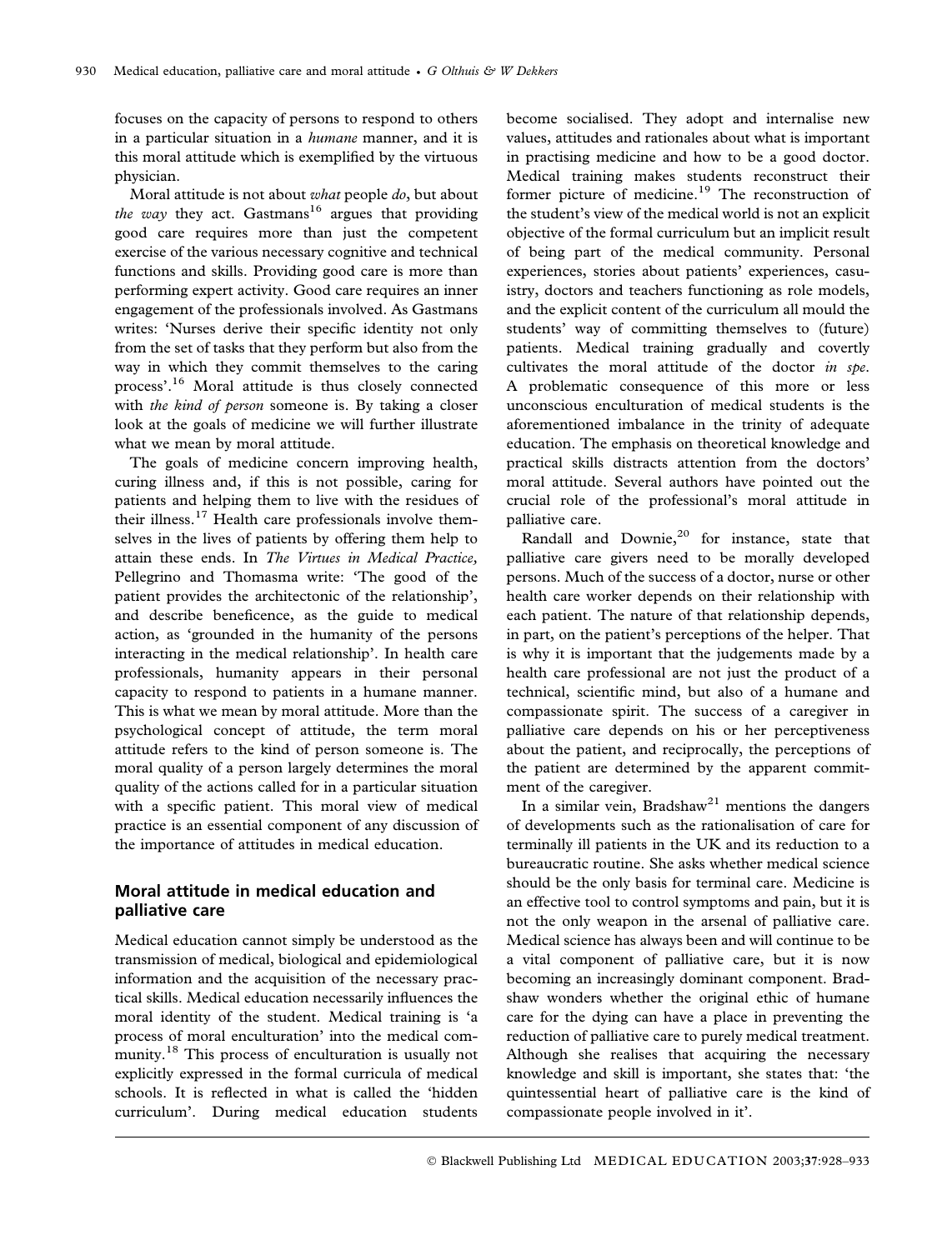focuses on the capacity of persons to respond to others in a particular situation in a *humane* manner, and it is this moral attitude which is exemplified by the virtuous physician.

Moral attitude is not about *what* people *do*, but about *the way* they act. Gastmans[16] argues that providing good care requires more than just the competent exercise of the various necessary cognitive and technical functions and skills. Providing good care is more than performing expert activity. Good care requires an inner engagement of the professionals involved. As Gastmans writes: 'Nurses derive their specific identity not only from the set of tasks that they perform but also from the way in which they commit themselves to the caring process'.[16] Moral attitude is thus closely connected with *the kind of person* someone is. By taking a closer look at the goals of medicine we will further illustrate what we mean by moral attitude.

The goals of medicine concern improving health, curing illness and, if this is not possible, caring for patients and helping them to live with the residues of their illness.[17] Health care professionals involve themselves in the lives of patients by offering them help to attain these ends. In *The Virtues in Medical Practice,* Pellegrino and Thomasma write: 'The good of the patient provides the architectonic of the relationship', and describe beneficence, as the guide to medical action, as 'grounded in the humanity of the persons interacting in the medical relationship'. In health care professionals, humanity appears in their personal capacity to respond to patients in a humane manner. This is what we mean by moral attitude. More than the psychological concept of attitude, the term moral attitude refers to the kind of person someone is. The moral quality of a person largely determines the moral quality of the actions called for in a particular situation with a specific patient. This moral view of medical practice is an essential component of any discussion of the importance of attitudes in medical education.

## Moral attitude in medical education and palliative care

Medical education cannot simply be understood as the transmission of medical, biological and epidemiological information and the acquisition of the necessary practical skills. Medical education necessarily influences the moral identity of the student. Medical training is 'a process of moral enculturation' into the medical community.[18] This process of enculturation is usually not explicitly expressed in the formal curricula of medical schools. It is reflected in what is called the 'hidden curriculum'. During medical education students become socialised. They adopt and internalise new values, attitudes and rationales about what is important in practising medicine and how to be a good doctor. Medical training makes students reconstruct their former picture of medicine.[19] The reconstruction of the student's view of the medical world is not an explicit objective of the formal curriculum but an implicit result of being part of the medical community. Personal experiences, stories about patients' experiences, casuistry, doctors and teachers functioning as role models, and the explicit content of the curriculum all mould the students' way of committing themselves to (future) patients. Medical training gradually and covertly cultivates the moral attitude of the doctor *in spe*. A problematic consequence of this more or less unconscious enculturation of medical students is the aforementioned imbalance in the trinity of adequate education. The emphasis on theoretical knowledge and practical skills distracts attention from the doctors' moral attitude. Several authors have pointed out the crucial role of the professional's moral attitude in palliative care.

Randall and Downie,[20] for instance, state that palliative care givers need to be morally developed persons. Much of the success of a doctor, nurse or other health care worker depends on their relationship with each patient. The nature of that relationship depends, in part, on the patient's perceptions of the helper. That is why it is important that the judgements made by a health care professional are not just the product of a technical, scientific mind, but also of a humane and compassionate spirit. The success of a caregiver in palliative care depends on his or her perceptiveness about the patient, and reciprocally, the perceptions of the patient are determined by the apparent commitment of the caregiver.

In a similar vein, Bradshaw[21] mentions the dangers of developments such as the rationalisation of care for terminally ill patients in the UK and its reduction to a bureaucratic routine. She asks whether medical science should be the only basis for terminal care. Medicine is an effective tool to control symptoms and pain, but it is not the only weapon in the arsenal of palliative care. Medical science has always been and will continue to be a vital component of palliative care, but it is now becoming an increasingly dominant component. Bradshaw wonders whether the original ethic of humane care for the dying can have a place in preventing the reduction of palliative care to purely medical treatment. Although she realises that acquiring the necessary knowledge and skill is important, she states that: 'the quintessential heart of palliative care is the kind of compassionate people involved in it'.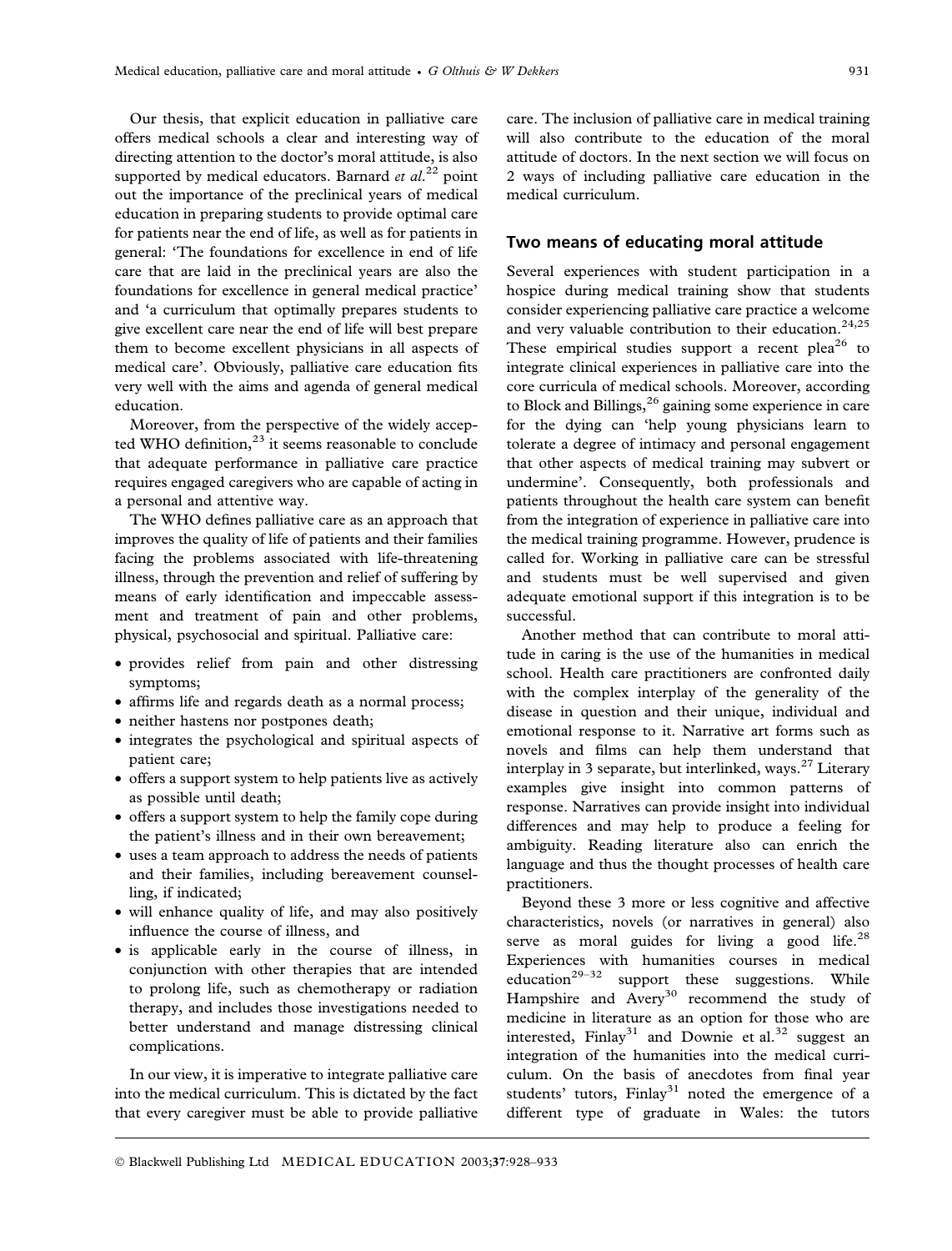Our thesis, that explicit education in palliative care offers medical schools a clear and interesting way of directing attention to the doctor's moral attitude, is also supported by medical educators. Barnard *et al.*[22] point out the importance of the preclinical years of medical education in preparing students to provide optimal care for patients near the end of life, as well as for patients in general: 'The foundations for excellence in end of life care that are laid in the preclinical years are also the foundations for excellence in general medical practice' and 'a curriculum that optimally prepares students to give excellent care near the end of life will best prepare them to become excellent physicians in all aspects of medical care'. Obviously, palliative care education fits very well with the aims and agenda of general medical education.

Moreover, from the perspective of the widely accepted WHO definition,[23] it seems reasonable to conclude that adequate performance in palliative care practice requires engaged caregivers who are capable of acting in a personal and attentive way.

The WHO defines palliative care as an approach that improves the quality of life of patients and their families facing the problems associated with life-threatening illness, through the prevention and relief of suffering by means of early identification and impeccable assessment and treatment of pain and other problems, physical, psychosocial and spiritual. Palliative care:

- provides relief from pain and other distressing symptoms;
- affirms life and regards death as a normal process;
- neither hastens nor postpones death;
- integrates the psychological and spiritual aspects of patient care;
- offers a support system to help patients live as actively as possible until death;
- offers a support system to help the family cope during the patient's illness and in their own bereavement;
- uses a team approach to address the needs of patients and their families, including bereavement counselling, if indicated;
- will enhance quality of life, and may also positively influence the course of illness, and
- is applicable early in the course of illness, in conjunction with other therapies that are intended to prolong life, such as chemotherapy or radiation therapy, and includes those investigations needed to better understand and manage distressing clinical complications.

In our view, it is imperative to integrate palliative care into the medical curriculum. This is dictated by the fact that every caregiver must be able to provide palliative care. The inclusion of palliative care in medical training will also contribute to the education of the moral attitude of doctors. In the next section we will focus on 2 ways of including palliative care education in the medical curriculum.

## Two means of educating moral attitude

Several experiences with student participation in a hospice during medical training show that students consider experiencing palliative care practice a welcome and very valuable contribution to their education.[24,25] These empirical studies support a recent plea[26] to integrate clinical experiences in palliative care into the core curricula of medical schools. Moreover, according to Block and Billings,[26] gaining some experience in care for the dying can 'help young physicians learn to tolerate a degree of intimacy and personal engagement that other aspects of medical training may subvert or undermine'. Consequently, both professionals and patients throughout the health care system can benefit from the integration of experience in palliative care into the medical training programme. However, prudence is called for. Working in palliative care can be stressful and students must be well supervised and given adequate emotional support if this integration is to be successful.

Another method that can contribute to moral attitude in caring is the use of the humanities in medical school. Health care practitioners are confronted daily with the complex interplay of the generality of the disease in question and their unique, individual and emotional response to it. Narrative art forms such as novels and films can help them understand that interplay in 3 separate, but interlinked, ways.[27] Literary examples give insight into common patterns of response. Narratives can provide insight into individual differences and may help to produce a feeling for ambiguity. Reading literature also can enrich the language and thus the thought processes of health care practitioners.

Beyond these 3 more or less cognitive and affective characteristics, novels (or narratives in general) also serve as moral guides for living a good life.[28] Experiences with humanities courses in medical education[29–32] support these suggestions. While Hampshire and Avery[30] recommend the study of medicine in literature as an option for those who are interested, Finlay[31] and Downie et al.[32] suggest an integration of the humanities into the medical curriculum. On the basis of anecdotes from final year students' tutors, Finlay[31] noted the emergence of a different type of graduate in Wales: the tutors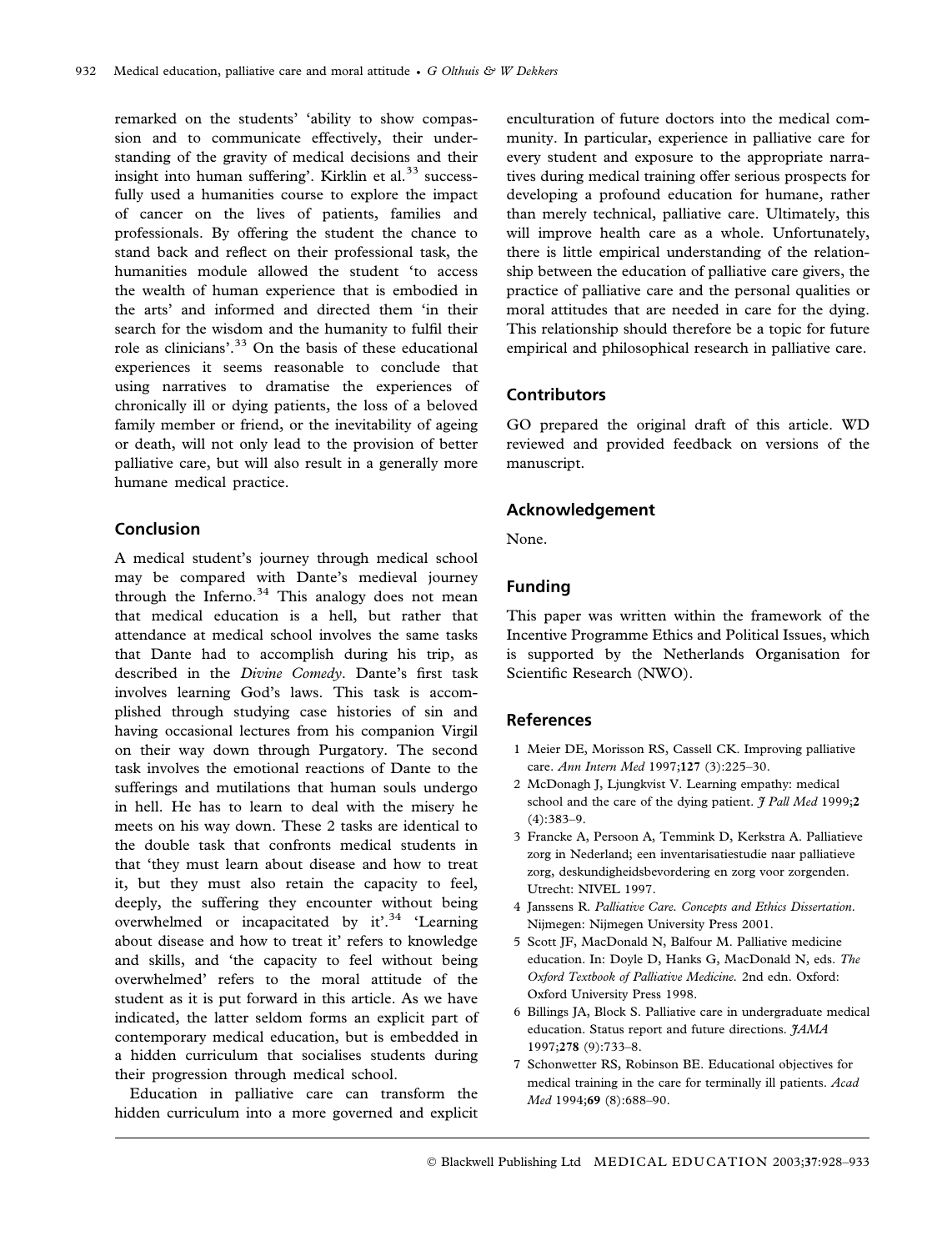remarked on the students' 'ability to show compassion and to communicate effectively, their understanding of the gravity of medical decisions and their insight into human suffering'. Kirklin et al.[33] successfully used a humanities course to explore the impact of cancer on the lives of patients, families and professionals. By offering the student the chance to stand back and reflect on their professional task, the humanities module allowed the student 'to access the wealth of human experience that is embodied in the arts' and informed and directed them 'in their search for the wisdom and the humanity to fulfil their role as clinicians'.[33] On the basis of these educational experiences it seems reasonable to conclude that using narratives to dramatise the experiences of chronically ill or dying patients, the loss of a beloved family member or friend, or the inevitability of ageing or death, will not only lead to the provision of better palliative care, but will also result in a generally more humane medical practice.

## Conclusion

A medical student's journey through medical school may be compared with Dante's medieval journey through the Inferno.[34] This analogy does not mean that medical education is a hell, but rather that attendance at medical school involves the same tasks that Dante had to accomplish during his trip, as described in the *Divine Comedy*. Dante's first task involves learning God's laws. This task is accomplished through studying case histories of sin and having occasional lectures from his companion Virgil on their way down through Purgatory. The second task involves the emotional reactions of Dante to the sufferings and mutilations that human souls undergo in hell. He has to learn to deal with the misery he meets on his way down. These 2 tasks are identical to the double task that confronts medical students in that 'they must learn about disease and how to treat it, but they must also retain the capacity to feel, deeply, the suffering they encounter without being overwhelmed or incapacitated by it'.[34] 'Learning about disease and how to treat it' refers to knowledge and skills, and 'the capacity to feel without being overwhelmed' refers to the moral attitude of the student as it is put forward in this article. As we have indicated, the latter seldom forms an explicit part of contemporary medical education, but is embedded in a hidden curriculum that socialises students during their progression through medical school.

Education in palliative care can transform the hidden curriculum into a more governed and explicit enculturation of future doctors into the medical community. In particular, experience in palliative care for every student and exposure to the appropriate narratives during medical training offer serious prospects for developing a profound education for humane, rather than merely technical, palliative care. Ultimately, this will improve health care as a whole. Unfortunately, there is little empirical understanding of the relationship between the education of palliative care givers, the practice of palliative care and the personal qualities or moral attitudes that are needed in care for the dying. This relationship should therefore be a topic for future empirical and philosophical research in palliative care.

## Contributors

GO prepared the original draft of this article. WD reviewed and provided feedback on versions of the manuscript.

## Acknowledgement

None.

## Funding

This paper was written within the framework of the Incentive Programme Ethics and Political Issues, which is supported by the Netherlands Organisation for Scientific Research (NWO).

## References

1 Meier DE, Morisson RS, Cassell CK. Improving palliative care. *Ann Intern Med* 1997;**127** (3):225–30.

2 McDonagh J, Ljungkvist V. Learning empathy: medical school and the care of the dying patient. *J Pall Med* 1999;**2** (4):383–9.

3 Francke A, Persoon A, Temmink D, Kerkstra A. Palliatieve zorg in Nederland; een inventarisatiestudie naar palliatieve zorg, deskundigheidsbevordering en zorg voor zorgenden. Utrecht: NIVEL 1997.

4 Janssens R. *Palliative Care. Concepts and Ethics Dissertation*. Nijmegen: Nijmegen University Press 2001.

5 Scott JF, MacDonald N, Balfour M. Palliative medicine education. In: Doyle D, Hanks G, MacDonald N, eds. *The Oxford Textbook of Palliative Medicine.* 2nd edn. Oxford: Oxford University Press 1998.

6 Billings JA, Block S. Palliative care in undergraduate medical education. Status report and future directions. *JAMA* 1997;**278** (9):733–8.

7 Schonwetter RS, Robinson BE. Educational objectives for medical training in the care for terminally ill patients. *Acad Med* 1994;**69** (8):688–90.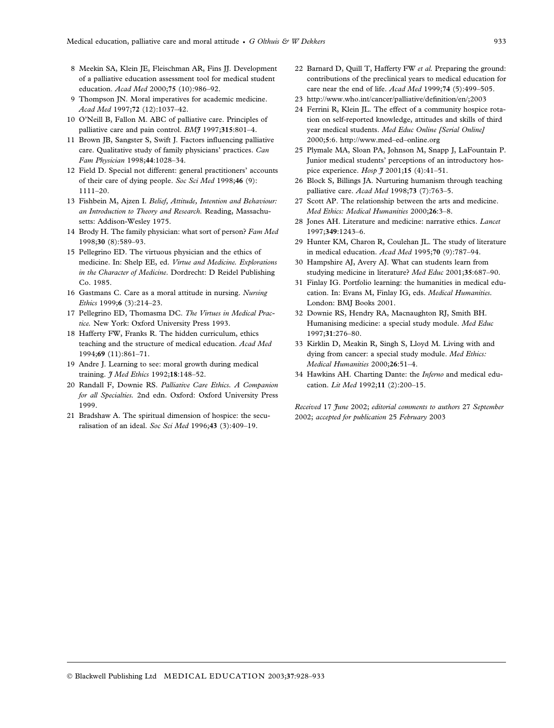8 Meekin SA, Klein JE, Fleischman AR, Fins JJ. Development of a palliative education assessment tool for medical student education. *Acad Med* 2000;**75** (10):986–92.

9 Thompson JN. Moral imperatives for academic medicine. *Acad Med* 1997;**72** (12):1037–42.

10 O'Neill B, Fallon M. ABC of palliative care. Principles of palliative care and pain control. *BMJ* 1997;**315**:801–4.

11 Brown JB, Sangster S, Swift J. Factors influencing palliative care. Qualitative study of family physicians' practices. *Can Fam Physician* 1998;**44**:1028–34.

12 Field D. Special not different: general practitioners' accounts of their care of dying people. *Soc Sci Med* 1998;**46** (9): 1111–20.

13 Fishbein M, Ajzen I. *Belief, Attitude, Intention and Behaviour: an Introduction to Theory and Research.* Reading, Massachusetts: Addison-Wesley 1975.

14 Brody H. The family physician: what sort of person? *Fam Med* 1998;**30** (8):589–93.

15 Pellegrino ED. The virtuous physician and the ethics of medicine. In: Shelp EE, ed. *Virtue and Medicine. Explorations in the Character of Medicine*. Dordrecht: D Reidel Publishing Co. 1985.

16 Gastmans C. Care as a moral attitude in nursing. *Nursing Ethics* 1999;**6** (3):214–23.

17 Pellegrino ED, Thomasma DC. *The Virtues in Medical Practice.* New York: Oxford University Press 1993.

18 Hafferty FW, Franks R. The hidden curriculum, ethics teaching and the structure of medical education. *Acad Med* 1994;**69** (11):861–71.

19 Andre J. Learning to see: moral growth during medical training. *J Med Ethics* 1992;**18**:148–52.

20 Randall F, Downie RS. *Palliative Care Ethics. A Companion for all Specialties.* 2nd edn. Oxford: Oxford University Press 1999.

21 Bradshaw A. The spiritual dimension of hospice: the secularalisation of an ideal. *Soc Sci Med* 1996;**43** (3):409–19.

22 Barnard D, Quill T, Hafferty FW *et al.* Preparing the ground: contributions of the preclinical years to medical education for care near the end of life. *Acad Med* 1999;**74** (5):499–505.

23 http://www.who.int/cancer/palliative/definition/en/;2003

24 Ferrini R, Klein JL. The effect of a community hospice rotation on self-reported knowledge, attitudes and skills of third year medical students. *Med Educ Online [Serial Online]* 2000;**5**:6. http://www.med–ed–online.org

25 Plymale MA, Sloan PA, Johnson M, Snapp J, LaFountain P. Junior medical students' perceptions of an introductory hospice experience. *Hosp J* 2001;**15** (4):41–51.

26 Block S, Billings JA. Nurturing humanism through teaching palliative care. *Acad Med* 1998;**73** (7):763–5.

27 Scott AP. The relationship between the arts and medicine. *Med Ethics: Medical Humanities* 2000;**26**:3–8.

28 Jones AH. Literature and medicine: narrative ethics. *Lancet* 1997;**349**:1243–6.

29 Hunter KM, Charon R, Coulehan JL. The study of literature in medical education. *Acad Med* 1995;**70** (9):787–94.

30 Hampshire AJ, Avery AJ. What can students learn from studying medicine in literature? *Med Educ* 2001;**35**:687–90.

31 Finlay IG. Portfolio learning: the humanities in medical education. In: Evans M, Finlay IG, eds. *Medical Humanities*. London: BMJ Books 2001.

32 Downie RS, Hendry RA, Macnaughton RJ, Smith BH. Humanising medicine: a special study module. *Med Educ* 1997;**31**:276–80.

33 Kirklin D, Meakin R, Singh S, Lloyd M. Living with and dying from cancer: a special study module. *Med Ethics: Medical Humanities* 2000;**26**:51–4.

34 Hawkins AH. Charting Dante: the *Inferno* and medical education. *Lit Med* 1992;**11** (2):200–15.

*Received* 17 *June* 2002; *editorial comments to authors* 27 *September* 2002; *accepted for publication* 25 *February* 2003